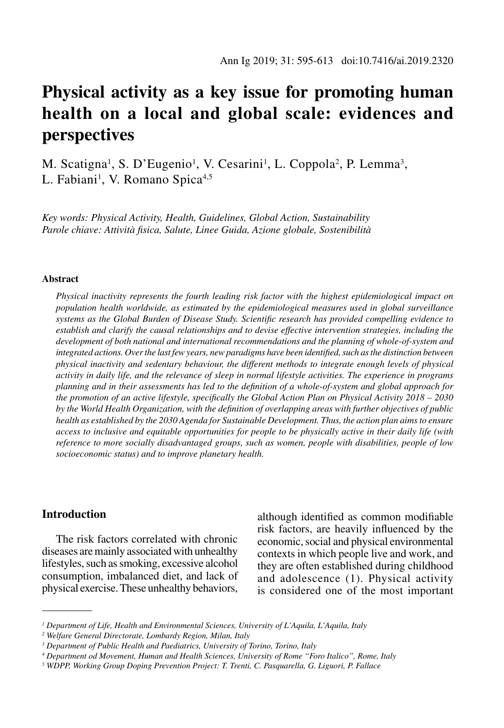# Physical activity as a key issue for promoting human health on a local and global scale: evidences and perspectives

M. Scatigna[1], S. D'Eugenio[1], V. Cesarini[1], L. Coppola[2], P. Lemma[3], L. Fabiani[1], V. Romano Spica[4,5]

*Key words: Physical Activity, Health, Guidelines, Global Action, Sustainability*
*Parole chiave: Attività fisica, Salute, Linee Guida, Azione globale, Sostenibilità*

## Abstract

*Physical inactivity represents the fourth leading risk factor with the highest epidemiological impact on population health worldwide, as estimated by the epidemiological measures used in global surveillance systems as the Global Burden of Disease Study. Scientific research has provided compelling evidence to establish and clarify the causal relationships and to devise effective intervention strategies, including the development of both national and international recommendations and the planning of whole-of-system and integrated actions. Over the last few years, new paradigms have been identified, such as the distinction between physical inactivity and sedentary behaviour, the different methods to integrate enough levels of physical activity in daily life, and the relevance of sleep in normal lifestyle activities. The experience in programs planning and in their assessments has led to the definition of a whole-of-system and global approach for the promotion of an active lifestyle, specifically the Global Action Plan on Physical Activity 2018 – 2030 by the World Health Organization, with the definition of overlapping areas with further objectives of public health as established by the 2030 Agenda for Sustainable Development. Thus, the action plan aims to ensure access to inclusive and equitable opportunities for people to be physically active in their daily life (with reference to more socially disadvantaged groups, such as women, people with disabilities, people of low socioeconomic status) and to improve planetary health.*

## Introduction

The risk factors correlated with chronic diseases are mainly associated with unhealthy lifestyles, such as smoking, excessive alcohol consumption, imbalanced diet, and lack of physical exercise. These unhealthy behaviors, although identified as common modifiable risk factors, are heavily influenced by the economic, social and physical environmental contexts in which people live and work, and they are often established during childhood and adolescence (1). Physical activity is considered one of the most important

---

[1] Department of Life, Health and Environmental Sciences, University of L'Aquila, L'Aquila, Italy
[2] Welfare General Directorate, Lombardy Region, Milan, Italy
[3] Department of Public Health and Paediatrics, University of Torino, Torino, Italy
[4] Department od Movement, Human and Health Sciences, University of Rome "Foro Italico", Rome, Italy
[5] WDPP, Working Group Doping Prevention Project: T. Trenti, C. Pasquarella, G. Liguori, P. Fallace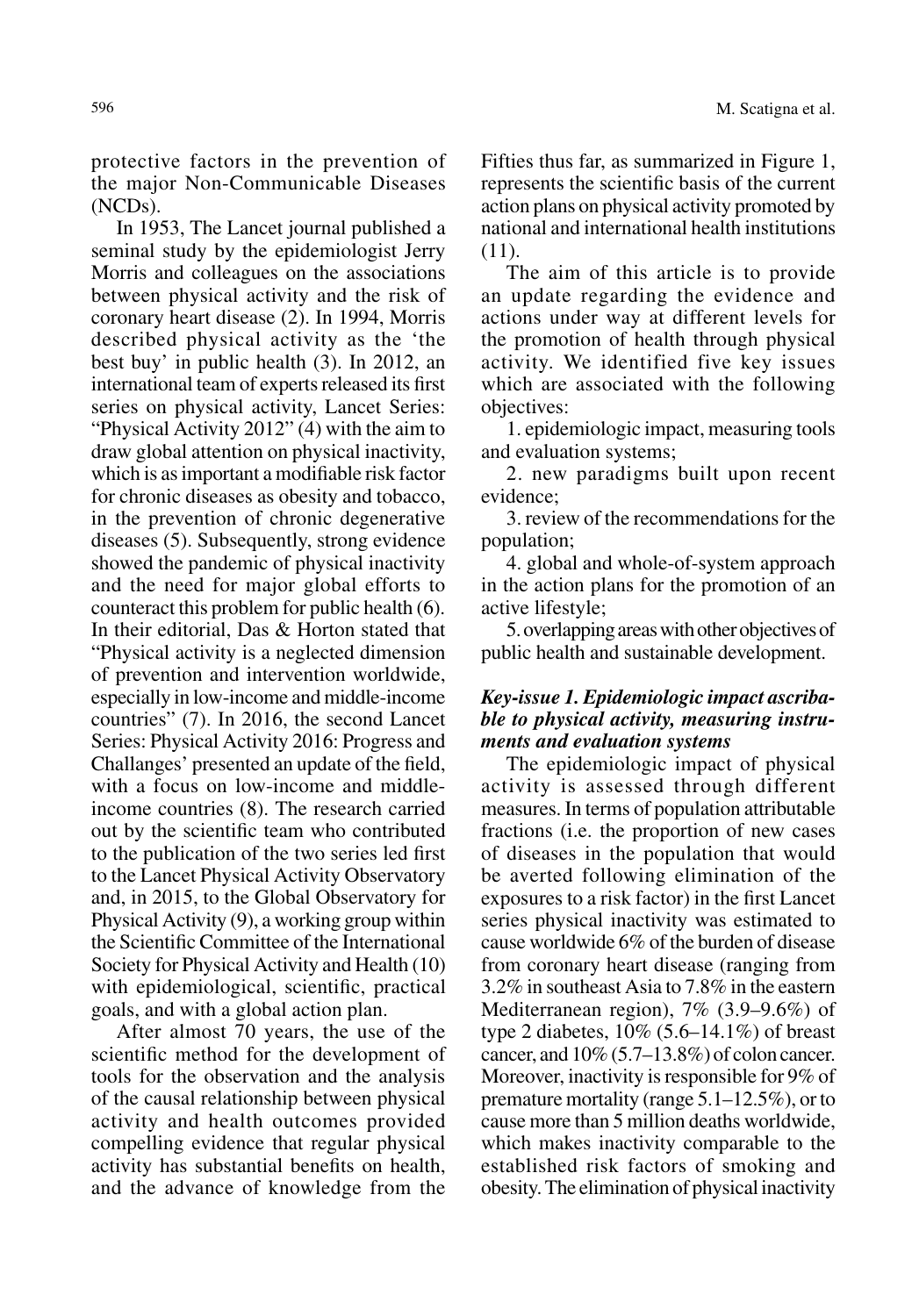protective factors in the prevention of the major Non-Communicable Diseases (NCDs).

In 1953, The Lancet journal published a seminal study by the epidemiologist Jerry Morris and colleagues on the associations between physical activity and the risk of coronary heart disease (2). In 1994, Morris described physical activity as the 'the best buy' in public health (3). In 2012, an international team of experts released its first series on physical activity, Lancet Series: "Physical Activity 2012" (4) with the aim to draw global attention on physical inactivity, which is as important a modifiable risk factor for chronic diseases as obesity and tobacco, in the prevention of chronic degenerative diseases (5). Subsequently, strong evidence showed the pandemic of physical inactivity and the need for major global efforts to counteract this problem for public health (6). In their editorial, Das & Horton stated that "Physical activity is a neglected dimension of prevention and intervention worldwide, especially in low-income and middle-income countries" (7). In 2016, the second Lancet Series: Physical Activity 2016: Progress and Challanges' presented an update of the field, with a focus on low-income and middle-income countries (8). The research carried out by the scientific team who contributed to the publication of the two series led first to the Lancet Physical Activity Observatory and, in 2015, to the Global Observatory for Physical Activity (9), a working group within the Scientific Committee of the International Society for Physical Activity and Health (10) with epidemiological, scientific, practical goals, and with a global action plan.

After almost 70 years, the use of the scientific method for the development of tools for the observation and the analysis of the causal relationship between physical activity and health outcomes provided compelling evidence that regular physical activity has substantial benefits on health, and the advance of knowledge from the Fifties thus far, as summarized in Figure 1, represents the scientific basis of the current action plans on physical activity promoted by national and international health institutions (11).

The aim of this article is to provide an update regarding the evidence and actions under way at different levels for the promotion of health through physical activity. We identified five key issues which are associated with the following objectives:

1. epidemiologic impact, measuring tools and evaluation systems;

2. new paradigms built upon recent evidence;

3. review of the recommendations for the population;

4. global and whole-of-system approach in the action plans for the promotion of an active lifestyle;

5. overlapping areas with other objectives of public health and sustainable development.

### *Key-issue 1. Epidemiologic impact ascribable to physical activity, measuring instruments and evaluation systems*

The epidemiologic impact of physical activity is assessed through different measures. In terms of population attributable fractions (i.e. the proportion of new cases of diseases in the population that would be averted following elimination of the exposures to a risk factor) in the first Lancet series physical inactivity was estimated to cause worldwide 6% of the burden of disease from coronary heart disease (ranging from 3.2% in southeast Asia to 7.8% in the eastern Mediterranean region), 7% (3.9–9.6%) of type 2 diabetes, 10% (5.6–14.1%) of breast cancer, and 10% (5.7–13.8%) of colon cancer. Moreover, inactivity is responsible for 9% of premature mortality (range 5.1–12.5%), or to cause more than 5 million deaths worldwide, which makes inactivity comparable to the established risk factors of smoking and obesity. The elimination of physical inactivity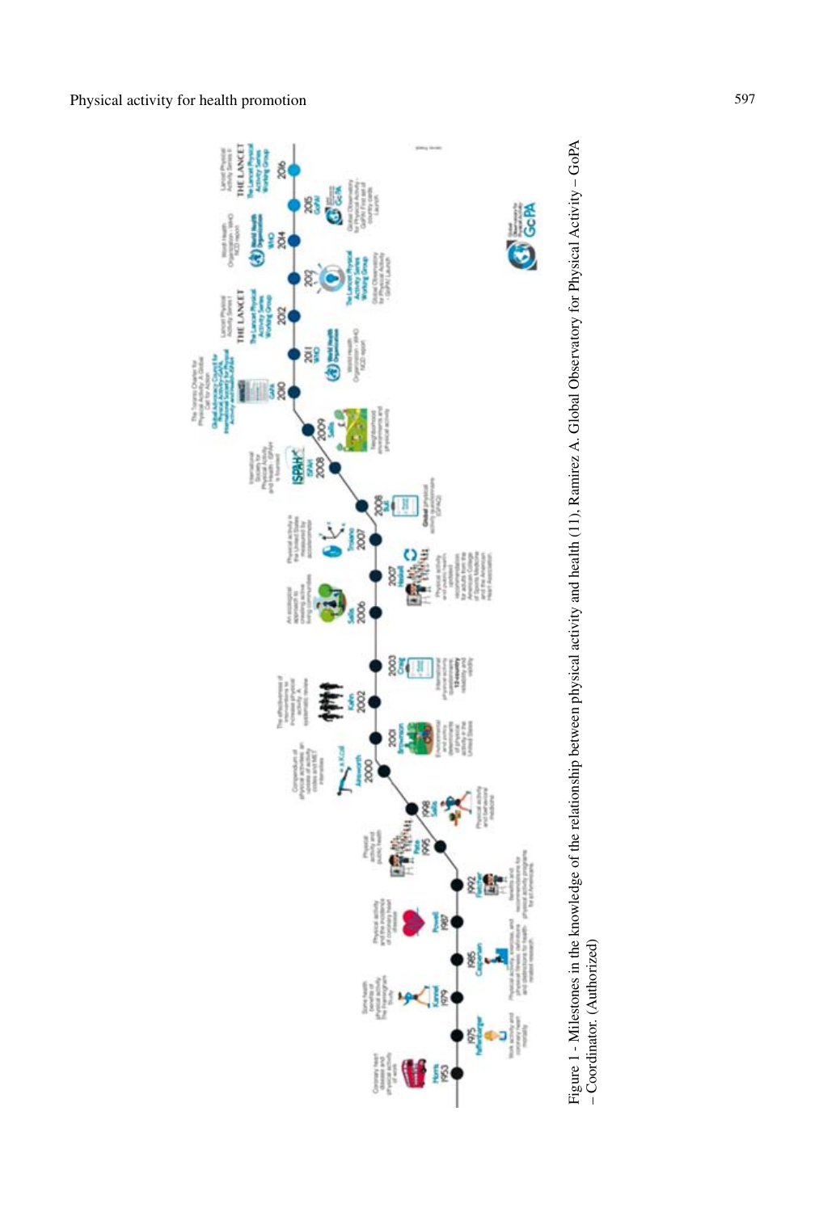Figure 1 - Milestones in the knowledge of the relationship between physical activity and health (11), Ramirez A. Global Observatory for Physical Activity – GoPA – Coordinator. (Authorized)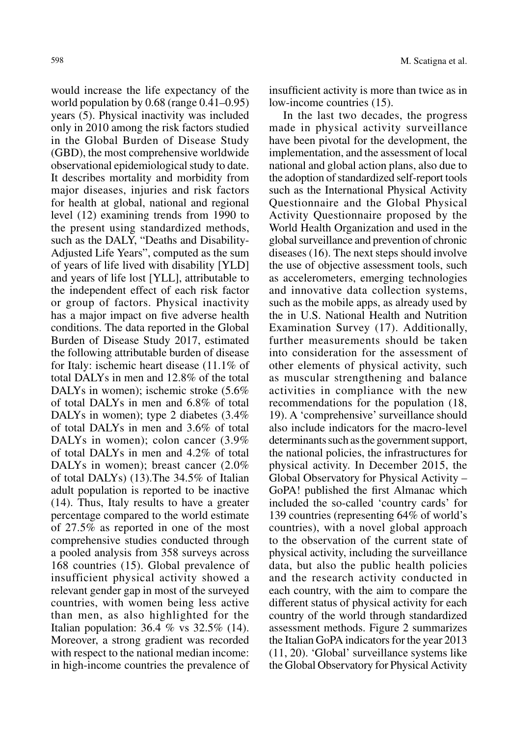would increase the life expectancy of the world population by 0.68 (range 0.41–0.95) years (5). Physical inactivity was included only in 2010 among the risk factors studied in the Global Burden of Disease Study (GBD), the most comprehensive worldwide observational epidemiological study to date. It describes mortality and morbidity from major diseases, injuries and risk factors for health at global, national and regional level (12) examining trends from 1990 to the present using standardized methods, such as the DALY, "Deaths and Disability-Adjusted Life Years", computed as the sum of years of life lived with disability [YLD] and years of life lost [YLL], attributable to the independent effect of each risk factor or group of factors. Physical inactivity has a major impact on five adverse health conditions. The data reported in the Global Burden of Disease Study 2017, estimated the following attributable burden of disease for Italy: ischemic heart disease (11.1% of total DALYs in men and 12.8% of the total DALYs in women); ischemic stroke (5.6% of total DALYs in men and 6.8% of total DALYs in women); type 2 diabetes (3.4% of total DALYs in men and 3.6% of total DALYs in women); colon cancer (3.9% of total DALYs in men and 4.2% of total DALYs in women); breast cancer (2.0% of total DALYs) (13).The 34.5% of Italian adult population is reported to be inactive (14). Thus, Italy results to have a greater percentage compared to the world estimate of 27.5% as reported in one of the most comprehensive studies conducted through a pooled analysis from 358 surveys across 168 countries (15). Global prevalence of insufficient physical activity showed a relevant gender gap in most of the surveyed countries, with women being less active than men, as also highlighted for the Italian population: 36.4 % vs 32.5% (14). Moreover, a strong gradient was recorded with respect to the national median income: in high-income countries the prevalence of insufficient activity is more than twice as in low-income countries (15).

In the last two decades, the progress made in physical activity surveillance have been pivotal for the development, the implementation, and the assessment of local national and global action plans, also due to the adoption of standardized self-report tools such as the International Physical Activity Questionnaire and the Global Physical Activity Questionnaire proposed by the World Health Organization and used in the global surveillance and prevention of chronic diseases (16). The next steps should involve the use of objective assessment tools, such as accelerometers, emerging technologies and innovative data collection systems, such as the mobile apps, as already used by the in U.S. National Health and Nutrition Examination Survey (17). Additionally, further measurements should be taken into consideration for the assessment of other elements of physical activity, such as muscular strengthening and balance activities in compliance with the new recommendations for the population (18, 19). A 'comprehensive' surveillance should also include indicators for the macro-level determinants such as the government support, the national policies, the infrastructures for physical activity. In December 2015, the Global Observatory for Physical Activity – GoPA! published the first Almanac which included the so-called 'country cards' for 139 countries (representing 64% of world's countries), with a novel global approach to the observation of the current state of physical activity, including the surveillance data, but also the public health policies and the research activity conducted in each country, with the aim to compare the different status of physical activity for each country of the world through standardized assessment methods. Figure 2 summarizes the Italian GoPA indicators for the year 2013 (11, 20). 'Global' surveillance systems like the Global Observatory for Physical Activity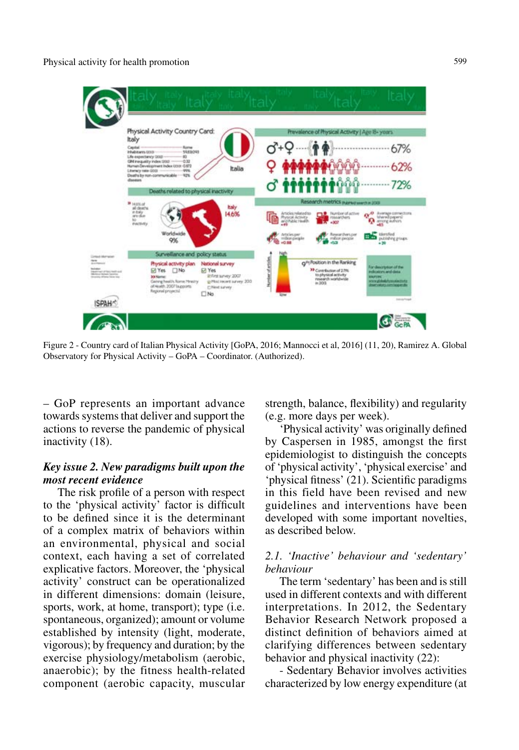Figure 2 - Country card of Italian Physical Activity [GoPA, 2016; Mannocci et al, 2016] (11, 20), Ramirez A. Global Observatory for Physical Activity – GoPA – Coordinator. (Authorized).

– GoP represents an important advance towards systems that deliver and support the actions to reverse the pandemic of physical inactivity (18).

### *Key issue 2. New paradigms built upon the most recent evidence*

The risk profile of a person with respect to the 'physical activity' factor is difficult to be defined since it is the determinant of a complex matrix of behaviors within an environmental, physical and social context, each having a set of correlated explicative factors. Moreover, the 'physical activity' construct can be operationalized in different dimensions: domain (leisure, sports, work, at home, transport); type (i.e. spontaneous, organized); amount or volume established by intensity (light, moderate, vigorous); by frequency and duration; by the exercise physiology/metabolism (aerobic, anaerobic); by the fitness health-related component (aerobic capacity, muscular strength, balance, flexibility) and regularity (e.g. more days per week).

'Physical activity' was originally defined by Caspersen in 1985, amongst the first epidemiologist to distinguish the concepts of 'physical activity', 'physical exercise' and 'physical fitness' (21). Scientific paradigms in this field have been revised and new guidelines and interventions have been developed with some important novelties, as described below.

#### *2.1. 'Inactive' behaviour and 'sedentary' behaviour*

The term 'sedentary' has been and is still used in different contexts and with different interpretations. In 2012, the Sedentary Behavior Research Network proposed a distinct definition of behaviors aimed at clarifying differences between sedentary behavior and physical inactivity (22):

- Sedentary Behavior involves activities characterized by low energy expenditure (at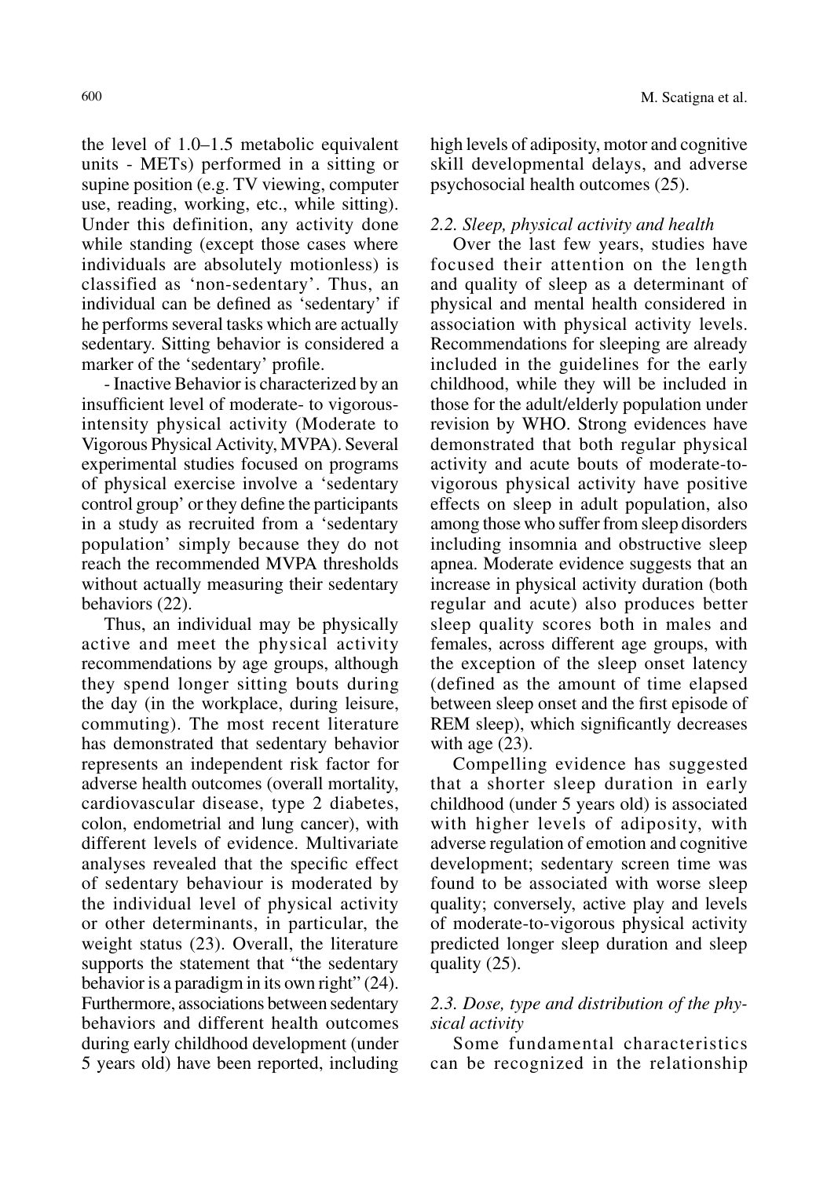the level of 1.0–1.5 metabolic equivalent units - METs) performed in a sitting or supine position (e.g. TV viewing, computer use, reading, working, etc., while sitting). Under this definition, any activity done while standing (except those cases where individuals are absolutely motionless) is classified as 'non-sedentary'. Thus, an individual can be defined as 'sedentary' if he performs several tasks which are actually sedentary. Sitting behavior is considered a marker of the 'sedentary' profile.

- Inactive Behavior is characterized by an insufficient level of moderate- to vigorous-intensity physical activity (Moderate to Vigorous Physical Activity, MVPA). Several experimental studies focused on programs of physical exercise involve a 'sedentary control group' or they define the participants in a study as recruited from a 'sedentary population' simply because they do not reach the recommended MVPA thresholds without actually measuring their sedentary behaviors (22).

Thus, an individual may be physically active and meet the physical activity recommendations by age groups, although they spend longer sitting bouts during the day (in the workplace, during leisure, commuting). The most recent literature has demonstrated that sedentary behavior represents an independent risk factor for adverse health outcomes (overall mortality, cardiovascular disease, type 2 diabetes, colon, endometrial and lung cancer), with different levels of evidence. Multivariate analyses revealed that the specific effect of sedentary behaviour is moderated by the individual level of physical activity or other determinants, in particular, the weight status (23). Overall, the literature supports the statement that "the sedentary behavior is a paradigm in its own right" (24). Furthermore, associations between sedentary behaviors and different health outcomes during early childhood development (under 5 years old) have been reported, including high levels of adiposity, motor and cognitive skill developmental delays, and adverse psychosocial health outcomes (25).

### *2.2. Sleep, physical activity and health*

Over the last few years, studies have focused their attention on the length and quality of sleep as a determinant of physical and mental health considered in association with physical activity levels. Recommendations for sleeping are already included in the guidelines for the early childhood, while they will be included in those for the adult/elderly population under revision by WHO. Strong evidences have demonstrated that both regular physical activity and acute bouts of moderate-to-vigorous physical activity have positive effects on sleep in adult population, also among those who suffer from sleep disorders including insomnia and obstructive sleep apnea. Moderate evidence suggests that an increase in physical activity duration (both regular and acute) also produces better sleep quality scores both in males and females, across different age groups, with the exception of the sleep onset latency (defined as the amount of time elapsed between sleep onset and the first episode of REM sleep), which significantly decreases with age (23).

Compelling evidence has suggested that a shorter sleep duration in early childhood (under 5 years old) is associated with higher levels of adiposity, with adverse regulation of emotion and cognitive development; sedentary screen time was found to be associated with worse sleep quality; conversely, active play and levels of moderate-to-vigorous physical activity predicted longer sleep duration and sleep quality (25).

### *2.3. Dose, type and distribution of the physical activity*

Some fundamental characteristics can be recognized in the relationship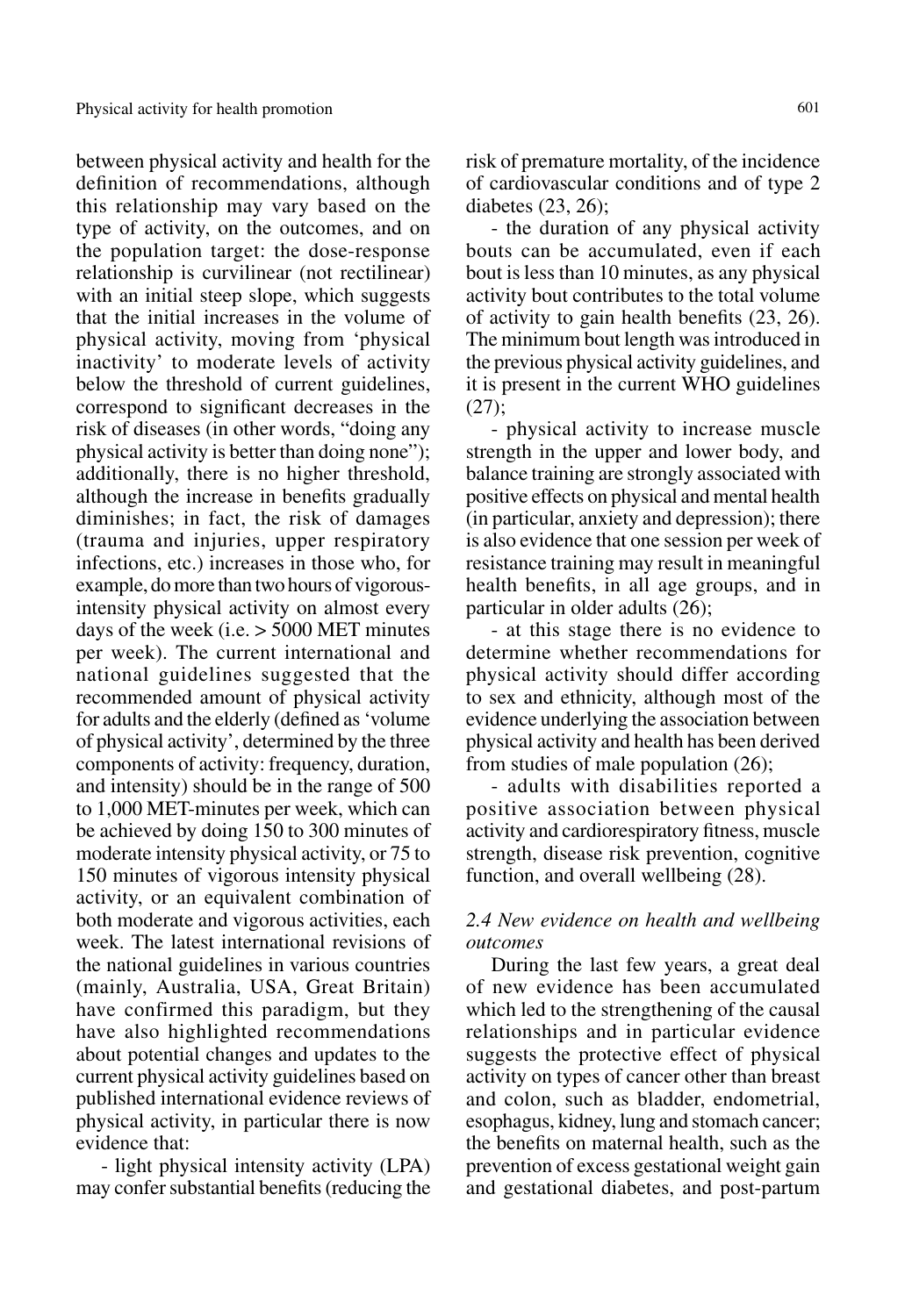between physical activity and health for the definition of recommendations, although this relationship may vary based on the type of activity, on the outcomes, and on the population target: the dose-response relationship is curvilinear (not rectilinear) with an initial steep slope, which suggests that the initial increases in the volume of physical activity, moving from 'physical inactivity' to moderate levels of activity below the threshold of current guidelines, correspond to significant decreases in the risk of diseases (in other words, "doing any physical activity is better than doing none"); additionally, there is no higher threshold, although the increase in benefits gradually diminishes; in fact, the risk of damages (trauma and injuries, upper respiratory infections, etc.) increases in those who, for example, do more than two hours of vigorous-intensity physical activity on almost every days of the week (i.e. > 5000 MET minutes per week). The current international and national guidelines suggested that the recommended amount of physical activity for adults and the elderly (defined as 'volume of physical activity', determined by the three components of activity: frequency, duration, and intensity) should be in the range of 500 to 1,000 MET-minutes per week, which can be achieved by doing 150 to 300 minutes of moderate intensity physical activity, or 75 to 150 minutes of vigorous intensity physical activity, or an equivalent combination of both moderate and vigorous activities, each week. The latest international revisions of the national guidelines in various countries (mainly, Australia, USA, Great Britain) have confirmed this paradigm, but they have also highlighted recommendations about potential changes and updates to the current physical activity guidelines based on published international evidence reviews of physical activity, in particular there is now evidence that:

- light physical intensity activity (LPA) may confer substantial benefits (reducing the risk of premature mortality, of the incidence of cardiovascular conditions and of type 2 diabetes (23, 26);
- the duration of any physical activity bouts can be accumulated, even if each bout is less than 10 minutes, as any physical activity bout contributes to the total volume of activity to gain health benefits (23, 26). The minimum bout length was introduced in the previous physical activity guidelines, and it is present in the current WHO guidelines (27);
- physical activity to increase muscle strength in the upper and lower body, and balance training are strongly associated with positive effects on physical and mental health (in particular, anxiety and depression); there is also evidence that one session per week of resistance training may result in meaningful health benefits, in all age groups, and in particular in older adults (26);
- at this stage there is no evidence to determine whether recommendations for physical activity should differ according to sex and ethnicity, although most of the evidence underlying the association between physical activity and health has been derived from studies of male population (26);
- adults with disabilities reported a positive association between physical activity and cardiorespiratory fitness, muscle strength, disease risk prevention, cognitive function, and overall wellbeing (28).

### *2.4 New evidence on health and wellbeing outcomes*

During the last few years, a great deal of new evidence has been accumulated which led to the strengthening of the causal relationships and in particular evidence suggests the protective effect of physical activity on types of cancer other than breast and colon, such as bladder, endometrial, esophagus, kidney, lung and stomach cancer; the benefits on maternal health, such as the prevention of excess gestational weight gain and gestational diabetes, and post-partum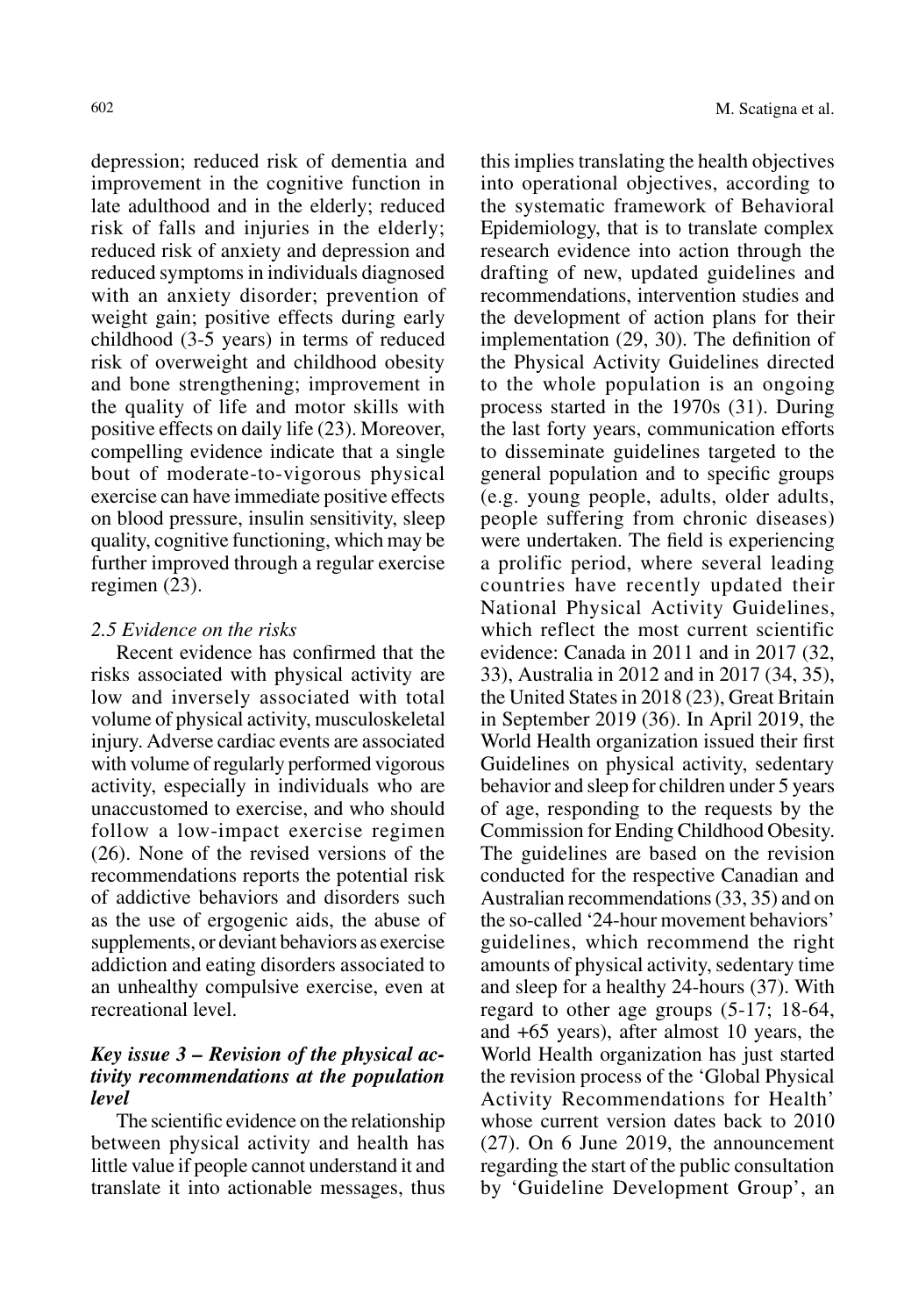depression; reduced risk of dementia and improvement in the cognitive function in late adulthood and in the elderly; reduced risk of falls and injuries in the elderly; reduced risk of anxiety and depression and reduced symptoms in individuals diagnosed with an anxiety disorder; prevention of weight gain; positive effects during early childhood (3-5 years) in terms of reduced risk of overweight and childhood obesity and bone strengthening; improvement in the quality of life and motor skills with positive effects on daily life (23). Moreover, compelling evidence indicate that a single bout of moderate-to-vigorous physical exercise can have immediate positive effects on blood pressure, insulin sensitivity, sleep quality, cognitive functioning, which may be further improved through a regular exercise regimen (23).

*2.5 Evidence on the risks*

Recent evidence has confirmed that the risks associated with physical activity are low and inversely associated with total volume of physical activity, musculoskeletal injury. Adverse cardiac events are associated with volume of regularly performed vigorous activity, especially in individuals who are unaccustomed to exercise, and who should follow a low-impact exercise regimen (26). None of the revised versions of the recommendations reports the potential risk of addictive behaviors and disorders such as the use of ergogenic aids, the abuse of supplements, or deviant behaviors as exercise addiction and eating disorders associated to an unhealthy compulsive exercise, even at recreational level.

### *Key issue 3 – Revision of the physical activity recommendations at the population level*

The scientific evidence on the relationship between physical activity and health has little value if people cannot understand it and translate it into actionable messages, thus this implies translating the health objectives into operational objectives, according to the systematic framework of Behavioral Epidemiology, that is to translate complex research evidence into action through the drafting of new, updated guidelines and recommendations, intervention studies and the development of action plans for their implementation (29, 30). The definition of the Physical Activity Guidelines directed to the whole population is an ongoing process started in the 1970s (31). During the last forty years, communication efforts to disseminate guidelines targeted to the general population and to specific groups (e.g. young people, adults, older adults, people suffering from chronic diseases) were undertaken. The field is experiencing a prolific period, where several leading countries have recently updated their National Physical Activity Guidelines, which reflect the most current scientific evidence: Canada in 2011 and in 2017 (32, 33), Australia in 2012 and in 2017 (34, 35), the United States in 2018 (23), Great Britain in September 2019 (36). In April 2019, the World Health organization issued their first Guidelines on physical activity, sedentary behavior and sleep for children under 5 years of age, responding to the requests by the Commission for Ending Childhood Obesity. The guidelines are based on the revision conducted for the respective Canadian and Australian recommendations (33, 35) and on the so-called '24-hour movement behaviors' guidelines, which recommend the right amounts of physical activity, sedentary time and sleep for a healthy 24-hours (37). With regard to other age groups (5-17; 18-64, and +65 years), after almost 10 years, the World Health organization has just started the revision process of the 'Global Physical Activity Recommendations for Health' whose current version dates back to 2010 (27). On 6 June 2019, the announcement regarding the start of the public consultation by 'Guideline Development Group', an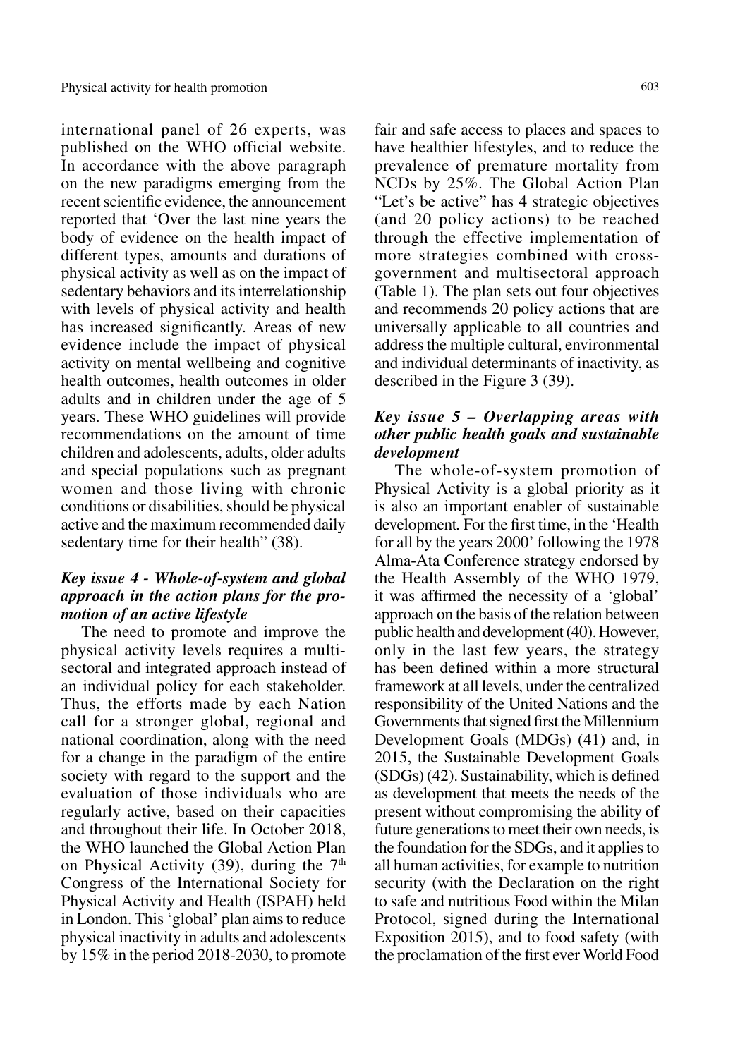international panel of 26 experts, was published on the WHO official website. In accordance with the above paragraph on the new paradigms emerging from the recent scientific evidence, the announcement reported that 'Over the last nine years the body of evidence on the health impact of different types, amounts and durations of physical activity as well as on the impact of sedentary behaviors and its interrelationship with levels of physical activity and health has increased significantly. Areas of new evidence include the impact of physical activity on mental wellbeing and cognitive health outcomes, health outcomes in older adults and in children under the age of 5 years. These WHO guidelines will provide recommendations on the amount of time children and adolescents, adults, older adults and special populations such as pregnant women and those living with chronic conditions or disabilities, should be physical active and the maximum recommended daily sedentary time for their health" (38).

### *Key issue 4 - Whole-of-system and global approach in the action plans for the promotion of an active lifestyle*

The need to promote and improve the physical activity levels requires a multi-sectoral and integrated approach instead of an individual policy for each stakeholder. Thus, the efforts made by each Nation call for a stronger global, regional and national coordination, along with the need for a change in the paradigm of the entire society with regard to the support and the evaluation of those individuals who are regularly active, based on their capacities and throughout their life. In October 2018, the WHO launched the Global Action Plan on Physical Activity (39), during the 7th Congress of the International Society for Physical Activity and Health (ISPAH) held in London. This 'global' plan aims to reduce physical inactivity in adults and adolescents by 15% in the period 2018-2030, to promote fair and safe access to places and spaces to have healthier lifestyles, and to reduce the prevalence of premature mortality from NCDs by 25%. The Global Action Plan "Let's be active" has 4 strategic objectives (and 20 policy actions) to be reached through the effective implementation of more strategies combined with cross-government and multisectoral approach (Table 1). The plan sets out four objectives and recommends 20 policy actions that are universally applicable to all countries and address the multiple cultural, environmental and individual determinants of inactivity, as described in the Figure 3 (39).

### *Key issue 5 – Overlapping areas with other public health goals and sustainable development*

The whole-of-system promotion of Physical Activity is a global priority as it is also an important enabler of sustainable development. For the first time, in the 'Health for all by the years 2000' following the 1978 Alma-Ata Conference strategy endorsed by the Health Assembly of the WHO 1979, it was affirmed the necessity of a 'global' approach on the basis of the relation between public health and development (40). However, only in the last few years, the strategy has been defined within a more structural framework at all levels, under the centralized responsibility of the United Nations and the Governments that signed first the Millennium Development Goals (MDGs) (41) and, in 2015, the Sustainable Development Goals (SDGs) (42). Sustainability, which is defined as development that meets the needs of the present without compromising the ability of future generations to meet their own needs, is the foundation for the SDGs, and it applies to all human activities, for example to nutrition security (with the Declaration on the right to safe and nutritious Food within the Milan Protocol, signed during the International Exposition 2015), and to food safety (with the proclamation of the first ever World Food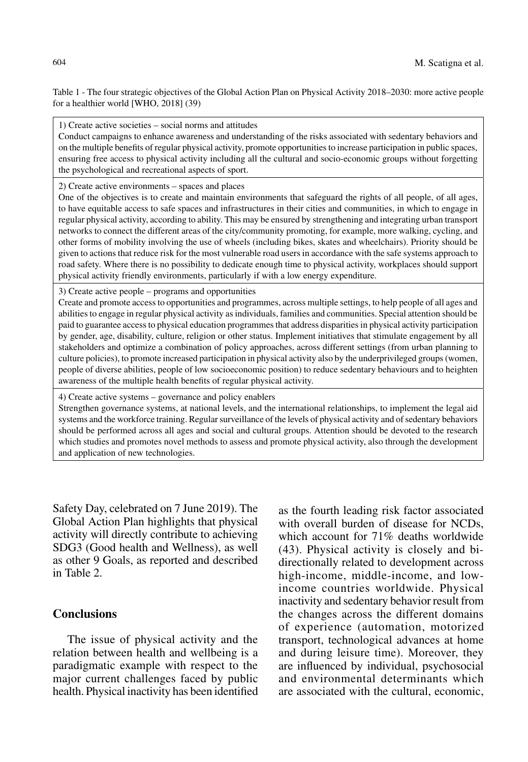Table 1 - The four strategic objectives of the Global Action Plan on Physical Activity 2018–2030: more active people for a healthier world [WHO, 2018] (39)

| |
|---|
| 1) Create active societies – social norms and attitudes<br>Conduct campaigns to enhance awareness and understanding of the risks associated with sedentary behaviors and on the multiple benefits of regular physical activity, promote opportunities to increase participation in public spaces, ensuring free access to physical activity including all the cultural and socio-economic groups without forgetting the psychological and recreational aspects of sport. |
| 2) Create active environments – spaces and places<br>One of the objectives is to create and maintain environments that safeguard the rights of all people, of all ages, to have equitable access to safe spaces and infrastructures in their cities and communities, in which to engage in regular physical activity, according to ability. This may be ensured by strengthening and integrating urban transport networks to connect the different areas of the city/community promoting, for example, more walking, cycling, and other forms of mobility involving the use of wheels (including bikes, skates and wheelchairs). Priority should be given to actions that reduce risk for the most vulnerable road users in accordance with the safe systems approach to road safety. Where there is no possibility to dedicate enough time to physical activity, workplaces should support physical activity friendly environments, particularly if with a low energy expenditure. |
| 3) Create active people – programs and opportunities<br>Create and promote access to opportunities and programmes, across multiple settings, to help people of all ages and abilities to engage in regular physical activity as individuals, families and communities. Special attention should be paid to guarantee access to physical education programmes that address disparities in physical activity participation by gender, age, disability, culture, religion or other status. Implement initiatives that stimulate engagement by all stakeholders and optimize a combination of policy approaches, across different settings (from urban planning to culture policies), to promote increased participation in physical activity also by the underprivileged groups (women, people of diverse abilities, people of low socioeconomic position) to reduce sedentary behaviours and to heighten awareness of the multiple health benefits of regular physical activity. |
| 4) Create active systems – governance and policy enablers<br>Strengthen governance systems, at national levels, and the international relationships, to implement the legal aid systems and the workforce training. Regular surveillance of the levels of physical activity and of sedentary behaviors should be performed across all ages and social and cultural groups. Attention should be devoted to the research which studies and promotes novel methods to assess and promote physical activity, also through the development and application of new technologies. |

Safety Day, celebrated on 7 June 2019). The Global Action Plan highlights that physical activity will directly contribute to achieving SDG3 (Good health and Wellness), as well as other 9 Goals, as reported and described in Table 2.

## Conclusions

The issue of physical activity and the relation between health and wellbeing is a paradigmatic example with respect to the major current challenges faced by public health. Physical inactivity has been identified as the fourth leading risk factor associated with overall burden of disease for NCDs, which account for 71% deaths worldwide (43). Physical activity is closely and bi-directionally related to development across high-income, middle-income, and low-income countries worldwide. Physical inactivity and sedentary behavior result from the changes across the different domains of experience (automation, motorized transport, technological advances at home and during leisure time). Moreover, they are influenced by individual, psychosocial and environmental determinants which are associated with the cultural, economic,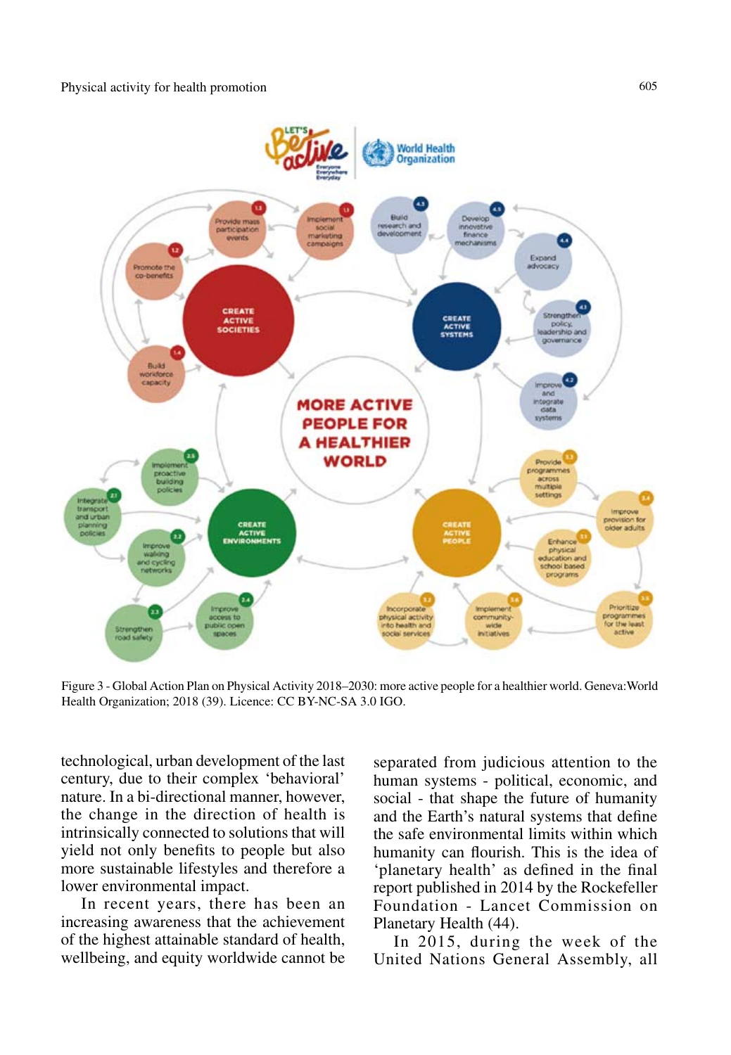Figure 3 - Global Action Plan on Physical Activity 2018–2030: more active people for a healthier world. Geneva:World Health Organization; 2018 (39). Licence: CC BY-NC-SA 3.0 IGO.

technological, urban development of the last century, due to their complex 'behavioral' nature. In a bi-directional manner, however, the change in the direction of health is intrinsically connected to solutions that will yield not only benefits to people but also more sustainable lifestyles and therefore a lower environmental impact.

In recent years, there has been an increasing awareness that the achievement of the highest attainable standard of health, wellbeing, and equity worldwide cannot be separated from judicious attention to the human systems - political, economic, and social - that shape the future of humanity and the Earth's natural systems that define the safe environmental limits within which humanity can flourish. This is the idea of 'planetary health' as defined in the final report published in 2014 by the Rockefeller Foundation - Lancet Commission on Planetary Health (44).

In 2015, during the week of the United Nations General Assembly, all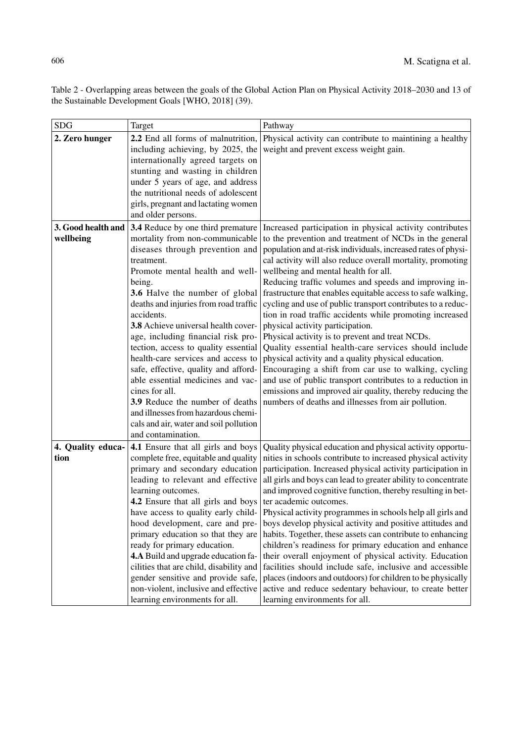Table 2 - Overlapping areas between the goals of the Global Action Plan on Physical Activity 2018–2030 and 13 of the Sustainable Development Goals [WHO, 2018] (39).

| SDG | Target | Pathway |
|---|---|---|
| **2. Zero hunger** | **2.2** End all forms of malnutrition, including achieving, by 2025, the internationally agreed targets on stunting and wasting in children under 5 years of age, and address the nutritional needs of adolescent girls, pregnant and lactating women and older persons. | Physical activity can contribute to maintining a healthy weight and prevent excess weight gain. |
| **3. Good health and wellbeing** | **3.4** Reduce by one third premature mortality from non-communicable diseases through prevention and treatment. Promote mental health and well-being. **3.6** Halve the number of global deaths and injuries from road traffic accidents. **3.8** Achieve universal health coverage, including financial risk protection, access to quality essential health-care services and access to safe, effective, quality and affordable essential medicines and vaccines for all. **3.9** Reduce the number of deaths and illnesses from hazardous chemicals and air, water and soil pollution and contamination. | Increased participation in physical activity contributes to the prevention and treatment of NCDs in the general population and at-risk individuals, increased rates of physical activity will also reduce overall mortality, promoting wellbeing and mental health for all. Reducing traffic volumes and speeds and improving infrastructure that enables equitable access to safe walking, cycling and use of public transport contributes to a reduction in road traffic accidents while promoting increased physical activity participation. Physical activity is to prevent and treat NCDs. Quality essential health-care services should include physical activity and a quality physical education. Encouraging a shift from car use to walking, cycling and use of public transport contributes to a reduction in emissions and improved air quality, thereby reducing the numbers of deaths and illnesses from air pollution. |
| **4. Quality education** | **4.1** Ensure that all girls and boys complete free, equitable and quality primary and secondary education leading to relevant and effective learning outcomes. **4.2** Ensure that all girls and boys have access to quality early childhood development, care and pre-primary education so that they are ready for primary education. **4.A** Build and upgrade education facilities that are child, disability and gender sensitive and provide safe, non-violent, inclusive and effective learning environments for all. | Quality physical education and physical activity opportunities in schools contribute to increased physical activity participation. Increased physical activity participation in all girls and boys can lead to greater ability to concentrate and improved cognitive function, thereby resulting in better academic outcomes. Physical activity programmes in schools help all girls and boys develop physical activity and positive attitudes and habits. Together, these assets can contribute to enhancing children's readiness for primary education and enhance their overall enjoyment of physical activity. Education facilities should include safe, inclusive and accessible places (indoors and outdoors) for children to be physically active and reduce sedentary behaviour, to create better learning environments for all. |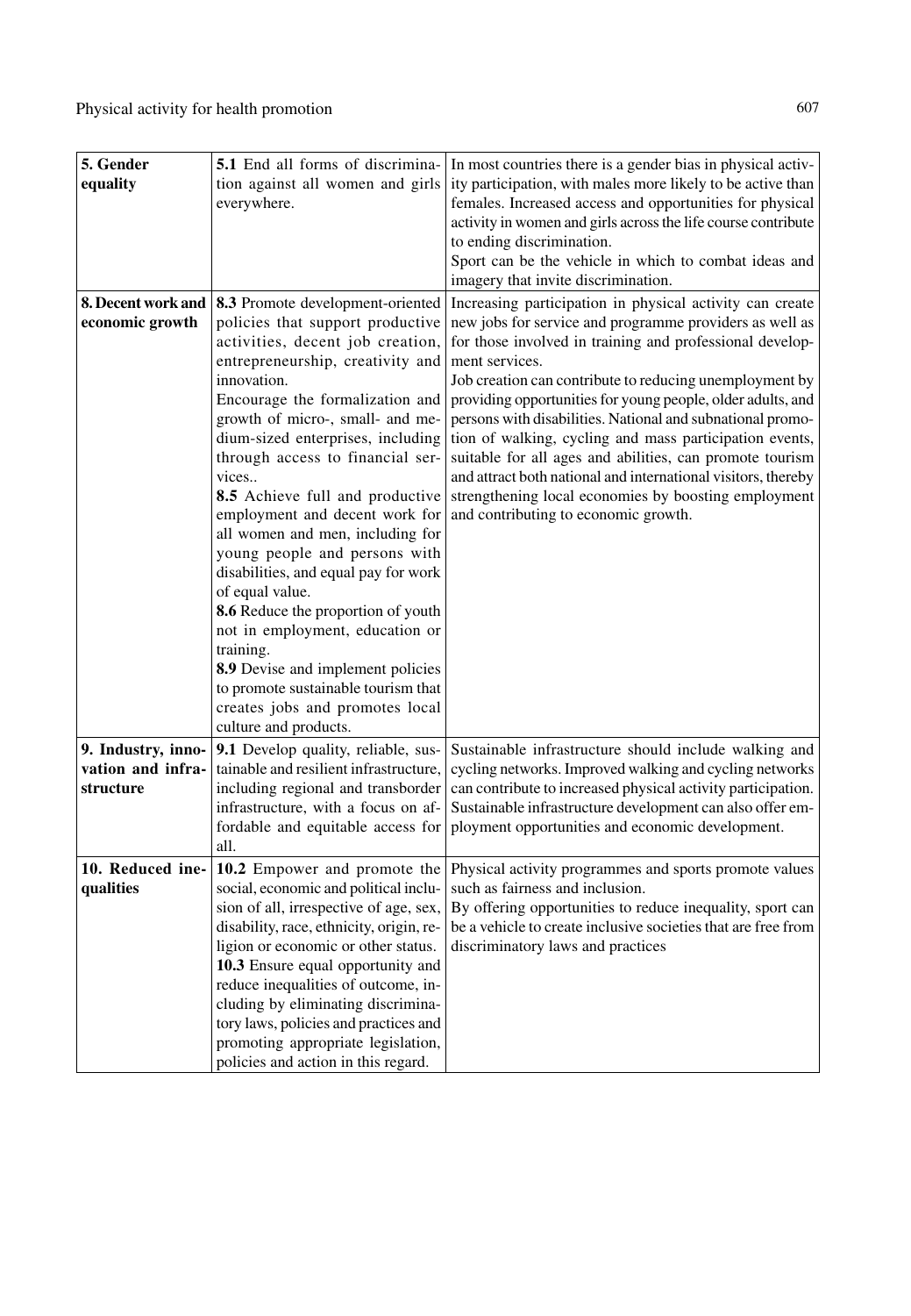| | | |
|---|---|---|
| **5. Gender equality** | **5.1** End all forms of discrimination against all women and girls everywhere. | In most countries there is a gender bias in physical activity participation, with males more likely to be active than females. Increased access and opportunities for physical activity in women and girls across the life course contribute to ending discrimination.<br>Sport can be the vehicle in which to combat ideas and imagery that invite discrimination. |
| **8. Decent work and economic growth** | **8.3** Promote development-oriented policies that support productive activities, decent job creation, entrepreneurship, creativity and innovation.<br>Encourage the formalization and growth of micro-, small- and medium-sized enterprises, including through access to financial services..<br>**8.5** Achieve full and productive employment and decent work for all women and men, including for young people and persons with disabilities, and equal pay for work of equal value.<br>**8.6** Reduce the proportion of youth not in employment, education or training.<br>**8.9** Devise and implement policies to promote sustainable tourism that creates jobs and promotes local culture and products. | Increasing participation in physical activity can create new jobs for service and programme providers as well as for those involved in training and professional development services.<br>Job creation can contribute to reducing unemployment by providing opportunities for young people, older adults, and persons with disabilities. National and subnational promotion of walking, cycling and mass participation events, suitable for all ages and abilities, can promote tourism and attract both national and international visitors, thereby strengthening local economies by boosting employment and contributing to economic growth. |
| **9. Industry, innovation and infrastructure** | **9.1** Develop quality, reliable, sustainable and resilient infrastructure, including regional and transborder infrastructure, with a focus on affordable and equitable access for all. | Sustainable infrastructure should include walking and cycling networks. Improved walking and cycling networks can contribute to increased physical activity participation. Sustainable infrastructure development can also offer employment opportunities and economic development. |
| **10. Reduced inequalities** | **10.2** Empower and promote the social, economic and political inclusion of all, irrespective of age, sex, disability, race, ethnicity, origin, religion or economic or other status.<br>**10.3** Ensure equal opportunity and reduce inequalities of outcome, including by eliminating discriminatory laws, policies and practices and promoting appropriate legislation, policies and action in this regard. | Physical activity programmes and sports promote values such as fairness and inclusion.<br>By offering opportunities to reduce inequality, sport can be a vehicle to create inclusive societies that are free from discriminatory laws and practices |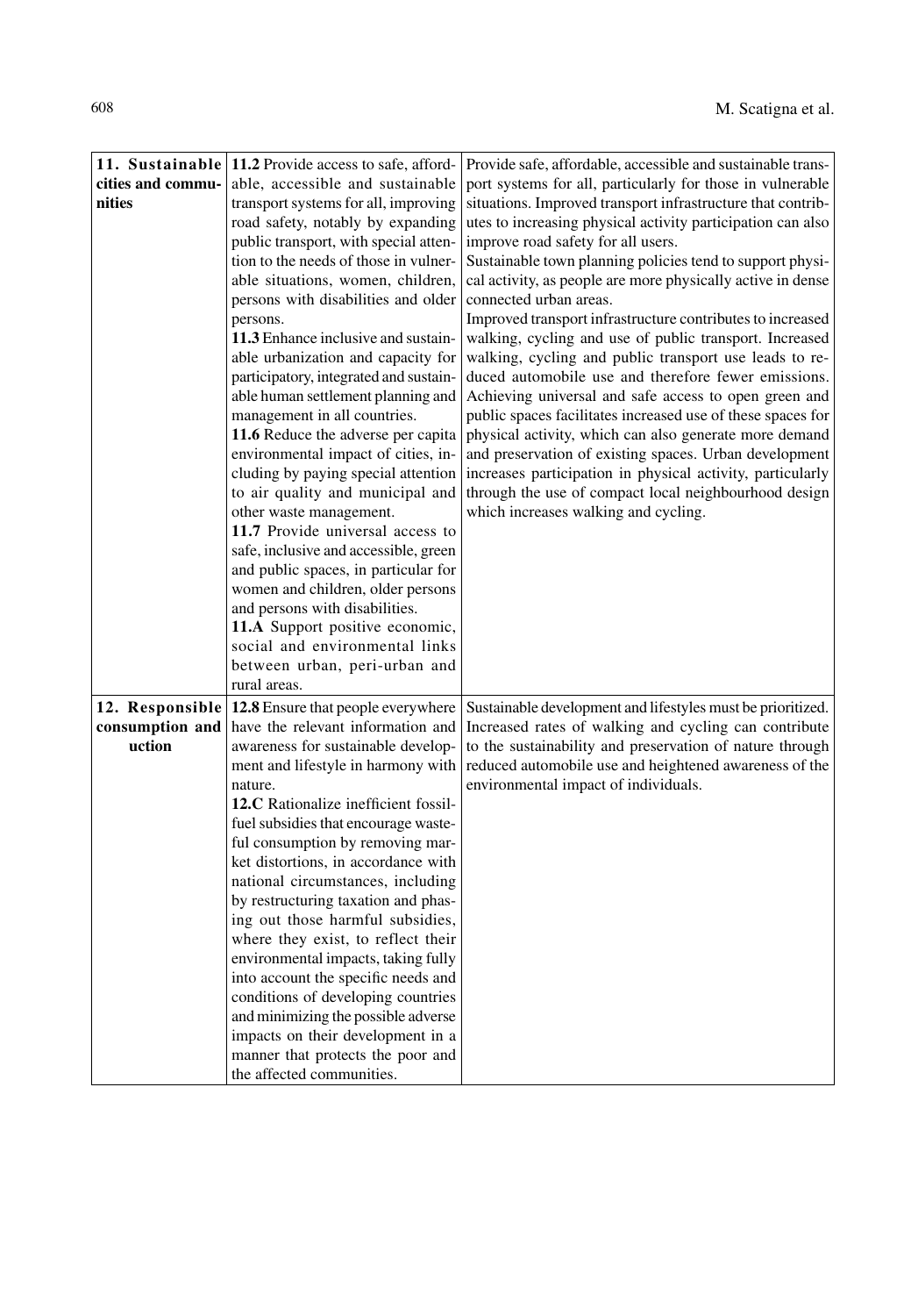| | | |
|---|---|---|
| **11. Sustainable cities and communities** | **11.2** Provide access to safe, affordable, accessible and sustainable transport systems for all, improving road safety, notably by expanding public transport, with special attention to the needs of those in vulnerable situations, women, children, persons with disabilities and older persons.<br>**11.3** Enhance inclusive and sustainable urbanization and capacity for participatory, integrated and sustainable human settlement planning and management in all countries.<br>**11.6** Reduce the adverse per capita environmental impact of cities, including by paying special attention to air quality and municipal and other waste management.<br>**11.7** Provide universal access to safe, inclusive and accessible, green and public spaces, in particular for women and children, older persons and persons with disabilities.<br>**11.A** Support positive economic, social and environmental links between urban, peri-urban and rural areas. | Provide safe, affordable, accessible and sustainable transport systems for all, particularly for those in vulnerable situations. Improved transport infrastructure that contributes to increasing physical activity participation can also improve road safety for all users.<br>Sustainable town planning policies tend to support physical activity, as people are more physically active in dense connected urban areas.<br>Improved transport infrastructure contributes to increased walking, cycling and use of public transport. Increased walking, cycling and public transport use leads to reduced automobile use and therefore fewer emissions. Achieving universal and safe access to open green and public spaces facilitates increased use of these spaces for physical activity, which can also generate more demand and preservation of existing spaces. Urban development increases participation in physical activity, particularly through the use of compact local neighbourhood design which increases walking and cycling. |
| **12. Responsible consumption and uction** | **12.8** Ensure that people everywhere have the relevant information and awareness for sustainable development and lifestyle in harmony with nature.<br>**12.C** Rationalize inefficient fossil-fuel subsidies that encourage wasteful consumption by removing market distortions, in accordance with national circumstances, including by restructuring taxation and phasing out those harmful subsidies, where they exist, to reflect their environmental impacts, taking fully into account the specific needs and conditions of developing countries and minimizing the possible adverse impacts on their development in a manner that protects the poor and the affected communities. | Sustainable development and lifestyles must be prioritized. Increased rates of walking and cycling can contribute to the sustainability and preservation of nature through reduced automobile use and heightened awareness of the environmental impact of individuals. |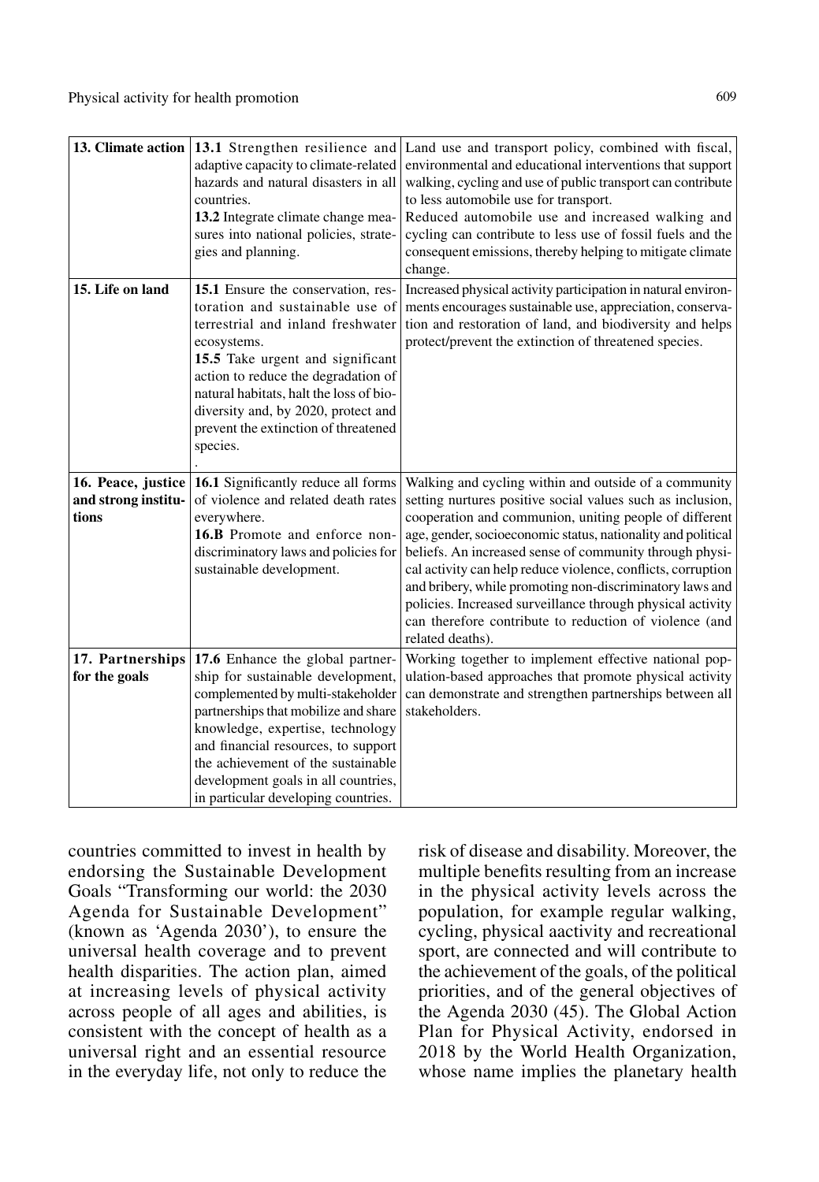| | | |
|---|---|---|
| **13. Climate action** | **13.1** Strengthen resilience and adaptive capacity to climate-related hazards and natural disasters in all countries.<br>**13.2** Integrate climate change measures into national policies, strategies and planning. | Land use and transport policy, combined with fiscal, environmental and educational interventions that support walking, cycling and use of public transport can contribute to less automobile use for transport.<br>Reduced automobile use and increased walking and cycling can contribute to less use of fossil fuels and the consequent emissions, thereby helping to mitigate climate change. |
| **15. Life on land** | **15.1** Ensure the conservation, restoration and sustainable use of terrestrial and inland freshwater ecosystems.<br>**15.5** Take urgent and significant action to reduce the degradation of natural habitats, halt the loss of biodiversity and, by 2020, protect and prevent the extinction of threatened species.<br>. | Increased physical activity participation in natural environments encourages sustainable use, appreciation, conservation and restoration of land, and biodiversity and helps protect/prevent the extinction of threatened species. |
| **16. Peace, justice and strong institutions** | **16.1** Significantly reduce all forms of violence and related death rates everywhere.<br>**16.B** Promote and enforce non-discriminatory laws and policies for sustainable development. | Walking and cycling within and outside of a community setting nurtures positive social values such as inclusion, cooperation and communion, uniting people of different age, gender, socioeconomic status, nationality and political beliefs. An increased sense of community through physical activity can help reduce violence, conflicts, corruption and bribery, while promoting non-discriminatory laws and policies. Increased surveillance through physical activity can therefore contribute to reduction of violence (and related deaths). |
| **17. Partnerships for the goals** | **17.6** Enhance the global partnership for sustainable development, complemented by multi-stakeholder partnerships that mobilize and share knowledge, expertise, technology and financial resources, to support the achievement of the sustainable development goals in all countries, in particular developing countries. | Working together to implement effective national population-based approaches that promote physical activity can demonstrate and strengthen partnerships between all stakeholders. |

countries committed to invest in health by endorsing the Sustainable Development Goals "Transforming our world: the 2030 Agenda for Sustainable Development" (known as 'Agenda 2030'), to ensure the universal health coverage and to prevent health disparities. The action plan, aimed at increasing levels of physical activity across people of all ages and abilities, is consistent with the concept of health as a universal right and an essential resource in the everyday life, not only to reduce the risk of disease and disability. Moreover, the multiple benefits resulting from an increase in the physical activity levels across the population, for example regular walking, cycling, physical aactivity and recreational sport, are connected and will contribute to the achievement of the goals, of the political priorities, and of the general objectives of the Agenda 2030 (45). The Global Action Plan for Physical Activity, endorsed in 2018 by the World Health Organization, whose name implies the planetary health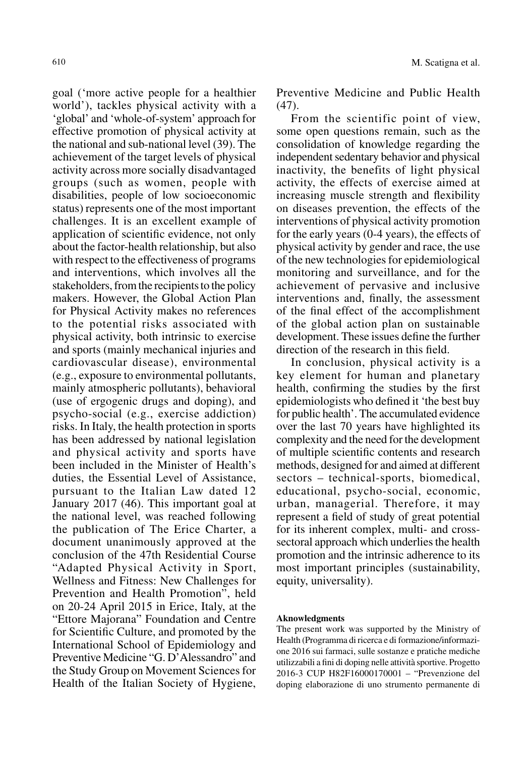goal ('more active people for a healthier world'), tackles physical activity with a 'global' and 'whole-of-system' approach for effective promotion of physical activity at the national and sub-national level (39). The achievement of the target levels of physical activity across more socially disadvantaged groups (such as women, people with disabilities, people of low socioeconomic status) represents one of the most important challenges. It is an excellent example of application of scientific evidence, not only about the factor-health relationship, but also with respect to the effectiveness of programs and interventions, which involves all the stakeholders, from the recipients to the policy makers. However, the Global Action Plan for Physical Activity makes no references to the potential risks associated with physical activity, both intrinsic to exercise and sports (mainly mechanical injuries and cardiovascular disease), environmental (e.g., exposure to environmental pollutants, mainly atmospheric pollutants), behavioral (use of ergogenic drugs and doping), and psycho-social (e.g., exercise addiction) risks. In Italy, the health protection in sports has been addressed by national legislation and physical activity and sports have been included in the Minister of Health's duties, the Essential Level of Assistance, pursuant to the Italian Law dated 12 January 2017 (46). This important goal at the national level, was reached following the publication of The Erice Charter, a document unanimously approved at the conclusion of the 47th Residential Course "Adapted Physical Activity in Sport, Wellness and Fitness: New Challenges for Prevention and Health Promotion", held on 20-24 April 2015 in Erice, Italy, at the "Ettore Majorana" Foundation and Centre for Scientific Culture, and promoted by the International School of Epidemiology and Preventive Medicine "G. D'Alessandro" and the Study Group on Movement Sciences for Health of the Italian Society of Hygiene, Preventive Medicine and Public Health (47).

From the scientific point of view, some open questions remain, such as the consolidation of knowledge regarding the independent sedentary behavior and physical inactivity, the benefits of light physical activity, the effects of exercise aimed at increasing muscle strength and flexibility on diseases prevention, the effects of the interventions of physical activity promotion for the early years (0-4 years), the effects of physical activity by gender and race, the use of the new technologies for epidemiological monitoring and surveillance, and for the achievement of pervasive and inclusive interventions and, finally, the assessment of the final effect of the accomplishment of the global action plan on sustainable development. These issues define the further direction of the research in this field.

In conclusion, physical activity is a key element for human and planetary health, confirming the studies by the first epidemiologists who defined it 'the best buy for public health'. The accumulated evidence over the last 70 years have highlighted its complexity and the need for the development of multiple scientific contents and research methods, designed for and aimed at different sectors – technical-sports, biomedical, educational, psycho-social, economic, urban, managerial. Therefore, it may represent a field of study of great potential for its inherent complex, multi- and cross-sectoral approach which underlies the health promotion and the intrinsic adherence to its most important principles (sustainability, equity, universality).

**Aknowledgments**

The present work was supported by the Ministry of Health (Programma di ricerca e di formazione/informazione 2016 sui farmaci, sulle sostanze e pratiche mediche utilizzabili a fini di doping nelle attività sportive. Progetto 2016-3 CUP H82F16000170001 – "Prevenzione del doping elaborazione di uno strumento permanente di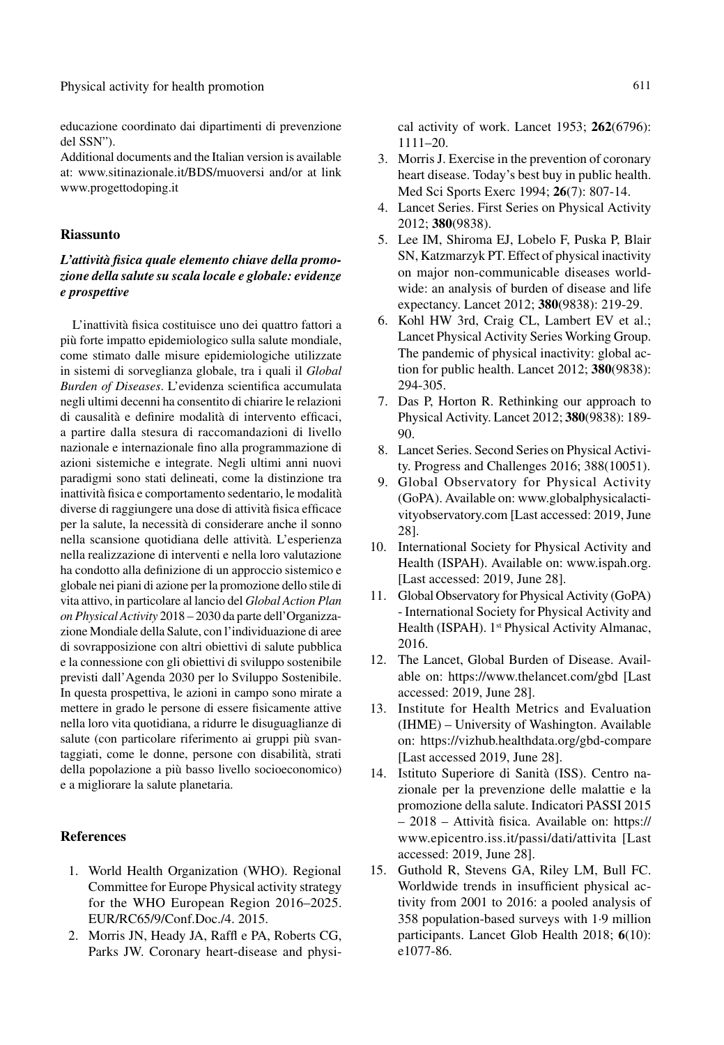educazione coordinato dai dipartimenti di prevenzione del SSN").

Additional documents and the Italian version is available at: www.sitinazionale.it/BDS/muoversi and/or at link www.progettodoping.it

## Riassunto

### *L'attività fisica quale elemento chiave della promozione della salute su scala locale e globale: evidenze e prospettive*

L'inattività fisica costituisce uno dei quattro fattori a più forte impatto epidemiologico sulla salute mondiale, come stimato dalle misure epidemiologiche utilizzate in sistemi di sorveglianza globale, tra i quali il *Global Burden of Diseases*. L'evidenza scientifica accumulata negli ultimi decenni ha consentito di chiarire le relazioni di causalità e definire modalità di intervento efficaci, a partire dalla stesura di raccomandazioni di livello nazionale e internazionale fino alla programmazione di azioni sistemiche e integrate. Negli ultimi anni nuovi paradigmi sono stati delineati, come la distinzione tra inattività fisica e comportamento sedentario, le modalità diverse di raggiungere una dose di attività fisica efficace per la salute, la necessità di considerare anche il sonno nella scansione quotidiana delle attività. L'esperienza nella realizzazione di interventi e nella loro valutazione ha condotto alla definizione di un approccio sistemico e globale nei piani di azione per la promozione dello stile di vita attivo, in particolare al lancio del *Global Action Plan on Physical Activity* 2018 – 2030 da parte dell'Organizzazione Mondiale della Salute, con l'individuazione di aree di sovrapposizione con altri obiettivi di salute pubblica e la connessione con gli obiettivi di sviluppo sostenibile previsti dall'Agenda 2030 per lo Sviluppo Sostenibile. In questa prospettiva, le azioni in campo sono mirate a mettere in grado le persone di essere fisicamente attive nella loro vita quotidiana, a ridurre le disuguaglianze di salute (con particolare riferimento ai gruppi più svantaggiati, come le donne, persone con disabilità, strati della popolazione a più basso livello socioeconomico) e a migliorare la salute planetaria.

## References

1. World Health Organization (WHO). Regional Committee for Europe Physical activity strategy for the WHO European Region 2016–2025. EUR/RC65/9/Conf.Doc./4. 2015.
2. Morris JN, Heady JA, Raffl e PA, Roberts CG, Parks JW. Coronary heart-disease and physical activity of work. Lancet 1953; **262**(6796): 1111–20.
3. Morris J. Exercise in the prevention of coronary heart disease. Today's best buy in public health. Med Sci Sports Exerc 1994; **26**(7): 807-14.
4. Lancet Series. First Series on Physical Activity 2012; **380**(9838).
5. Lee IM, Shiroma EJ, Lobelo F, Puska P, Blair SN, Katzmarzyk PT. Effect of physical inactivity on major non-communicable diseases worldwide: an analysis of burden of disease and life expectancy. Lancet 2012; **380**(9838): 219-29.
6. Kohl HW 3rd, Craig CL, Lambert EV et al.; Lancet Physical Activity Series Working Group. The pandemic of physical inactivity: global action for public health. Lancet 2012; **380**(9838): 294-305.
7. Das P, Horton R. Rethinking our approach to Physical Activity. Lancet 2012; **380**(9838): 189-90.
8. Lancet Series. Second Series on Physical Activity. Progress and Challenges 2016; 388(10051).
9. Global Observatory for Physical Activity (GoPA). Available on: www.globalphysicalactivityobservatory.com [Last accessed: 2019, June 28].
10. International Society for Physical Activity and Health (ISPAH). Available on: www.ispah.org. [Last accessed: 2019, June 28].
11. Global Observatory for Physical Activity (GoPA) - International Society for Physical Activity and Health (ISPAH). 1st Physical Activity Almanac, 2016.
12. The Lancet, Global Burden of Disease. Available on: https://www.thelancet.com/gbd [Last accessed: 2019, June 28].
13. Institute for Health Metrics and Evaluation (IHME) – University of Washington. Available on: https://vizhub.healthdata.org/gbd-compare [Last accessed 2019, June 28].
14. Istituto Superiore di Sanità (ISS). Centro nazionale per la prevenzione delle malattie e la promozione della salute. Indicatori PASSI 2015 – 2018 – Attività fisica. Available on: https://www.epicentro.iss.it/passi/dati/attivita [Last accessed: 2019, June 28].
15. Guthold R, Stevens GA, Riley LM, Bull FC. Worldwide trends in insufficient physical activity from 2001 to 2016: a pooled analysis of 358 population-based surveys with 1·9 million participants. Lancet Glob Health 2018; **6**(10): e1077-86.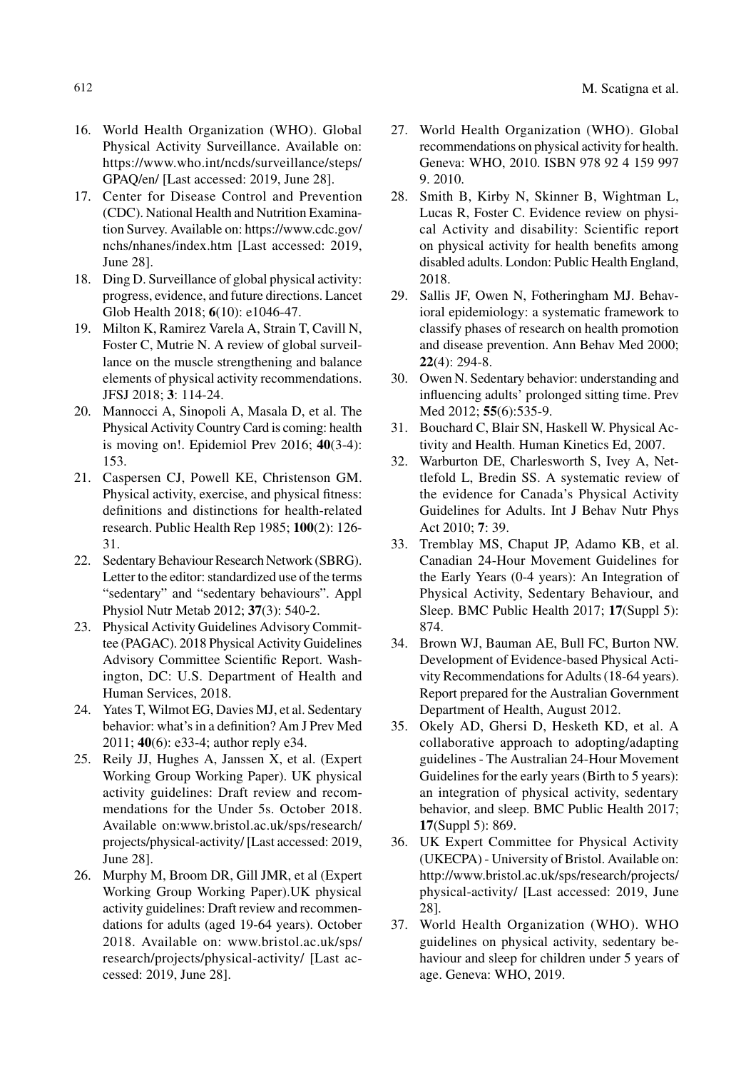16. World Health Organization (WHO). Global Physical Activity Surveillance. Available on: https://www.who.int/ncds/surveillance/steps/GPAQ/en/ [Last accessed: 2019, June 28].
17. Center for Disease Control and Prevention (CDC). National Health and Nutrition Examination Survey. Available on: https://www.cdc.gov/nchs/nhanes/index.htm [Last accessed: 2019, June 28].
18. Ding D. Surveillance of global physical activity: progress, evidence, and future directions. Lancet Glob Health 2018; **6**(10): e1046-47.
19. Milton K, Ramirez Varela A, Strain T, Cavill N, Foster C, Mutrie N. A review of global surveillance on the muscle strengthening and balance elements of physical activity recommendations. JFSJ 2018; **3**: 114-24.
20. Mannocci A, Sinopoli A, Masala D, et al. The Physical Activity Country Card is coming: health is moving on!. Epidemiol Prev 2016; **40**(3-4): 153.
21. Caspersen CJ, Powell KE, Christenson GM. Physical activity, exercise, and physical fitness: definitions and distinctions for health-related research. Public Health Rep 1985; **100**(2): 126-31.
22. Sedentary Behaviour Research Network (SBRG). Letter to the editor: standardized use of the terms "sedentary" and "sedentary behaviours". Appl Physiol Nutr Metab 2012; **37**(3): 540-2.
23. Physical Activity Guidelines Advisory Committee (PAGAC). 2018 Physical Activity Guidelines Advisory Committee Scientific Report. Washington, DC: U.S. Department of Health and Human Services, 2018.
24. Yates T, Wilmot EG, Davies MJ, et al. Sedentary behavior: what's in a definition? Am J Prev Med 2011; **40**(6): e33-4; author reply e34.
25. Reily JJ, Hughes A, Janssen X, et al. (Expert Working Group Working Paper). UK physical activity guidelines: Draft review and recommendations for the Under 5s. October 2018. Available on:www.bristol.ac.uk/sps/research/projects/physical-activity/ [Last accessed: 2019, June 28].
26. Murphy M, Broom DR, Gill JMR, et al (Expert Working Group Working Paper).UK physical activity guidelines: Draft review and recommendations for adults (aged 19-64 years). October 2018. Available on: www.bristol.ac.uk/sps/research/projects/physical-activity/ [Last accessed: 2019, June 28].
27. World Health Organization (WHO). Global recommendations on physical activity for health. Geneva: WHO, 2010. ISBN 978 92 4 159 997 9. 2010.
28. Smith B, Kirby N, Skinner B, Wightman L, Lucas R, Foster C. Evidence review on physical Activity and disability: Scientific report on physical activity for health benefits among disabled adults. London: Public Health England, 2018.
29. Sallis JF, Owen N, Fotheringham MJ. Behavioral epidemiology: a systematic framework to classify phases of research on health promotion and disease prevention. Ann Behav Med 2000; **22**(4): 294-8.
30. Owen N. Sedentary behavior: understanding and influencing adults' prolonged sitting time. Prev Med 2012; **55**(6):535-9.
31. Bouchard C, Blair SN, Haskell W. Physical Activity and Health. Human Kinetics Ed, 2007.
32. Warburton DE, Charlesworth S, Ivey A, Nettlefold L, Bredin SS. A systematic review of the evidence for Canada's Physical Activity Guidelines for Adults. Int J Behav Nutr Phys Act 2010; **7**: 39.
33. Tremblay MS, Chaput JP, Adamo KB, et al. Canadian 24-Hour Movement Guidelines for the Early Years (0-4 years): An Integration of Physical Activity, Sedentary Behaviour, and Sleep. BMC Public Health 2017; **17**(Suppl 5): 874.
34. Brown WJ, Bauman AE, Bull FC, Burton NW. Development of Evidence-based Physical Activity Recommendations for Adults (18-64 years). Report prepared for the Australian Government Department of Health, August 2012.
35. Okely AD, Ghersi D, Hesketh KD, et al. A collaborative approach to adopting/adapting guidelines - The Australian 24-Hour Movement Guidelines for the early years (Birth to 5 years): an integration of physical activity, sedentary behavior, and sleep. BMC Public Health 2017; **17**(Suppl 5): 869.
36. UK Expert Committee for Physical Activity (UKECPA) - University of Bristol. Available on: http://www.bristol.ac.uk/sps/research/projects/physical-activity/ [Last accessed: 2019, June 28].
37. World Health Organization (WHO). WHO guidelines on physical activity, sedentary behaviour and sleep for children under 5 years of age. Geneva: WHO, 2019.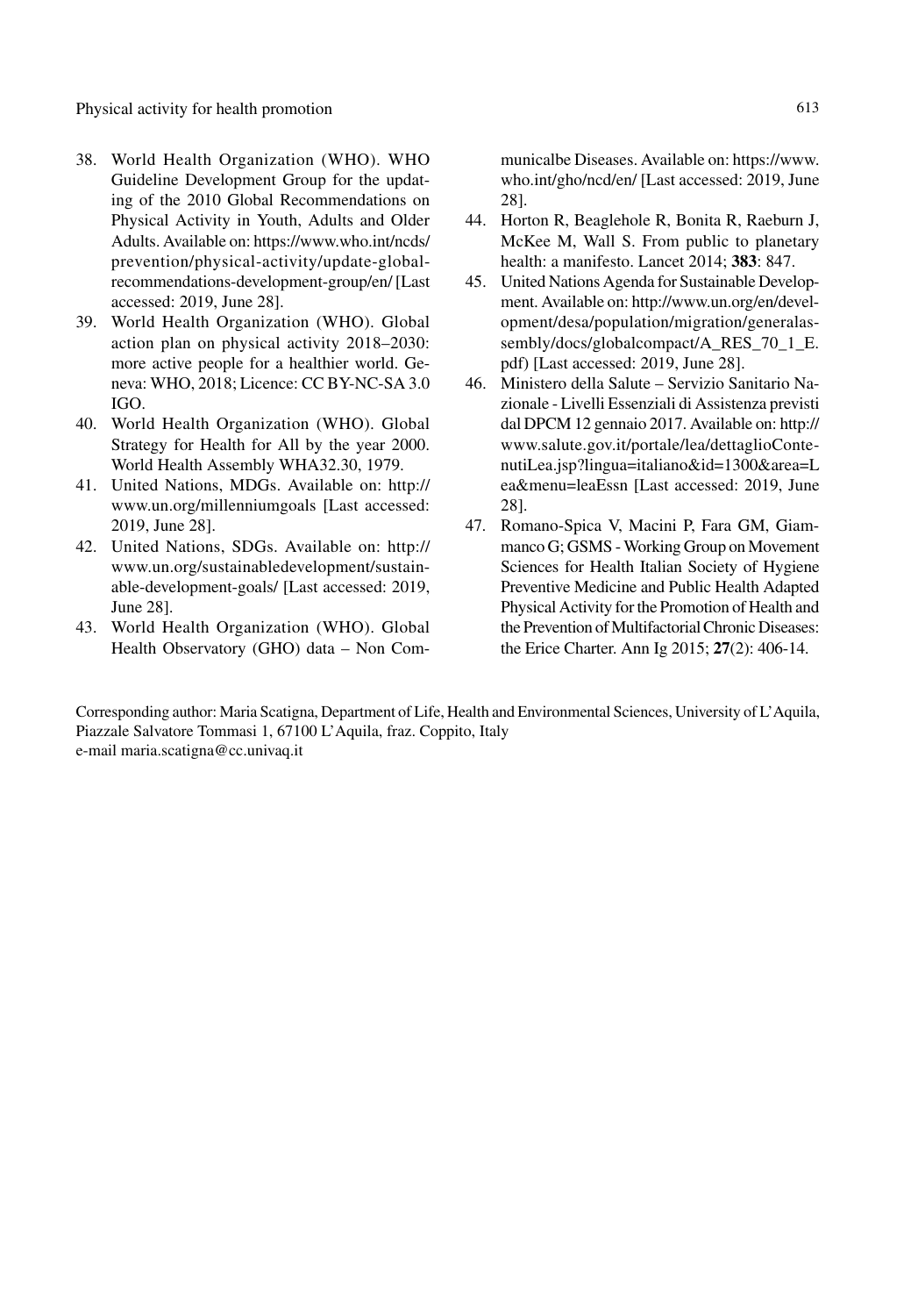38. World Health Organization (WHO). WHO Guideline Development Group for the updating of the 2010 Global Recommendations on Physical Activity in Youth, Adults and Older Adults. Available on: https://www.who.int/ncds/prevention/physical-activity/update-global-recommendations-development-group/en/ [Last accessed: 2019, June 28].
39. World Health Organization (WHO). Global action plan on physical activity 2018–2030: more active people for a healthier world. Geneva: WHO, 2018; Licence: CC BY-NC-SA 3.0 IGO.
40. World Health Organization (WHO). Global Strategy for Health for All by the year 2000. World Health Assembly WHA32.30, 1979.
41. United Nations, MDGs. Available on: http://www.un.org/millenniumgoals [Last accessed: 2019, June 28].
42. United Nations, SDGs. Available on: http://www.un.org/sustainabledevelopment/sustainable-development-goals/ [Last accessed: 2019, June 28].
43. World Health Organization (WHO). Global Health Observatory (GHO) data – Non Communicalbe Diseases. Available on: https://www.who.int/gho/ncd/en/ [Last accessed: 2019, June 28].
44. Horton R, Beaglehole R, Bonita R, Raeburn J, McKee M, Wall S. From public to planetary health: a manifesto. Lancet 2014; **383**: 847.
45. United Nations Agenda for Sustainable Development. Available on: http://www.un.org/en/development/desa/population/migration/generalassembly/docs/globalcompact/A_RES_70_1_E.pdf) [Last accessed: 2019, June 28].
46. Ministero della Salute – Servizio Sanitario Nazionale - Livelli Essenziali di Assistenza previsti dal DPCM 12 gennaio 2017. Available on: http://www.salute.gov.it/portale/lea/dettaglioContenutiLea.jsp?lingua=italiano&id=1300&area=Lea&menu=leaEssn [Last accessed: 2019, June 28].
47. Romano-Spica V, Macini P, Fara GM, Giammanco G; GSMS - Working Group on Movement Sciences for Health Italian Society of Hygiene Preventive Medicine and Public Health Adapted Physical Activity for the Promotion of Health and the Prevention of Multifactorial Chronic Diseases: the Erice Charter. Ann Ig 2015; **27**(2): 406-14.

Corresponding author: Maria Scatigna, Department of Life, Health and Environmental Sciences, University of L'Aquila, Piazzale Salvatore Tommasi 1, 67100 L'Aquila, fraz. Coppito, Italy
e-mail maria.scatigna@cc.univaq.it